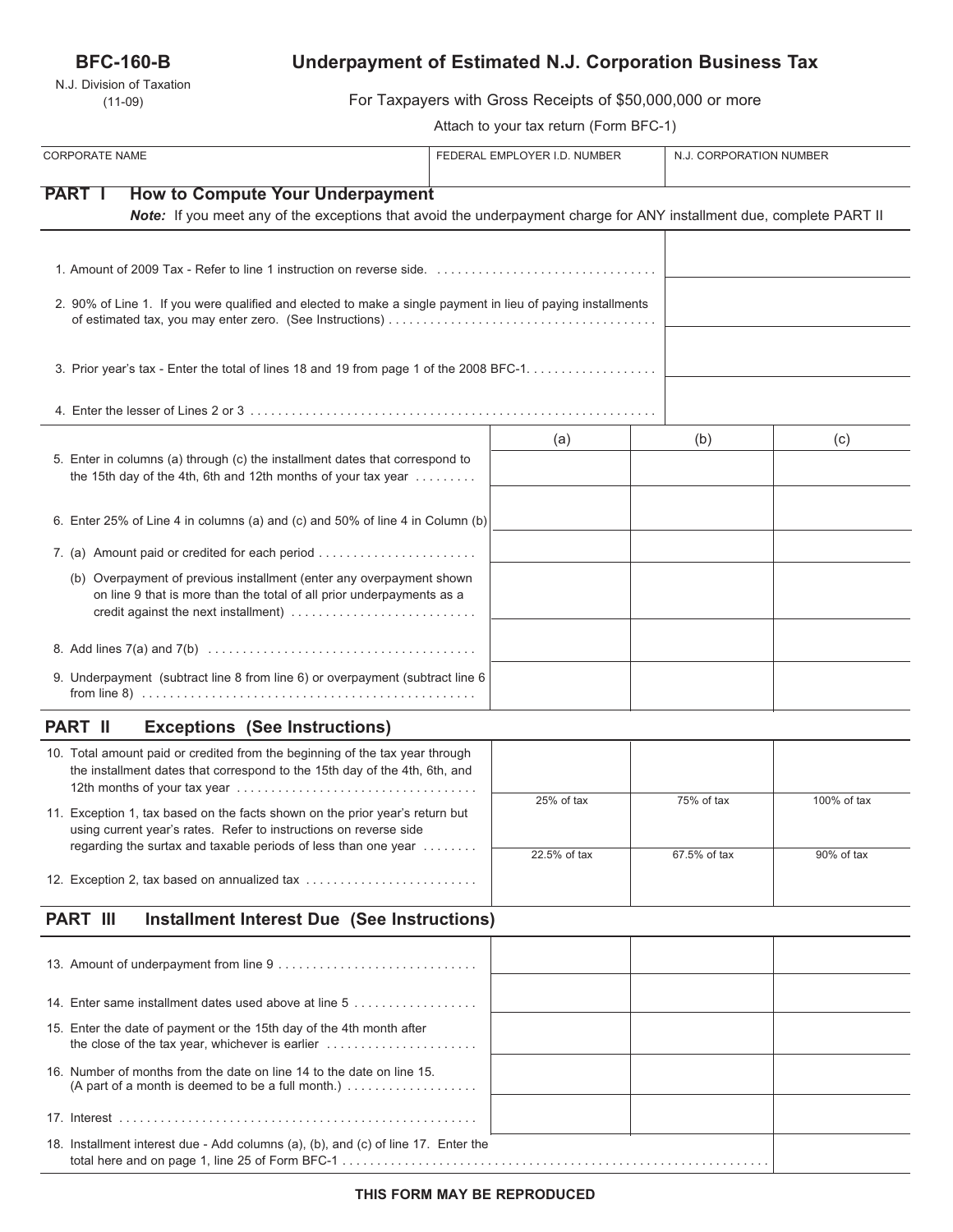**BFC-160-B**

N.J. Division of Taxation
(11-09)

# Underpayment of Estimated N.J. Corporation Business Tax

For Taxpayers with Gross Receipts of $50,000,000 or more

Attach to your tax return (Form BFC-1)

| CORPORATE NAME | FEDERAL EMPLOYER I.D. NUMBER | N.J. CORPORATION NUMBER |
|---|---|---|
| | | |

## PART I How to Compute Your Underpayment

***Note:*** If you meet any of the exceptions that avoid the underpayment charge for ANY installment due, complete PART II

| | |
|---|---|
| 1. Amount of 2009 Tax - Refer to line 1 instruction on reverse side. | |
| 2. 90% of Line 1. If you were qualified and elected to make a single payment in lieu of paying installments of estimated tax, you may enter zero. (See Instructions) | |
| 3. Prior year's tax - Enter the total of lines 18 and 19 from page 1 of the 2008 BFC-1. | |
| 4. Enter the lesser of Lines 2 or 3 | |

| | (a) | (b) | (c) |
|---|---|---|---|
| 5. Enter in columns (a) through (c) the installment dates that correspond to the 15th day of the 4th, 6th and 12th months of your tax year | | | |
| 6. Enter 25% of Line 4 in columns (a) and (c) and 50% of line 4 in Column (b) | | | |
| 7. (a) Amount paid or credited for each period | | | |
| (b) Overpayment of previous installment (enter any overpayment shown on line 9 that is more than the total of all prior underpayments as a credit against the next installment) | | | |
| 8. Add lines 7(a) and 7(b) | | | |
| 9. Underpayment (subtract line 8 from line 6) or overpayment (subtract line 6 from line 8) | | | |

## PART II Exceptions (See Instructions)

| | | | |
|---|---|---|---|
| 10. Total amount paid or credited from the beginning of the tax year through the installment dates that correspond to the 15th day of the 4th, 6th, and 12th months of your tax year | | | |
| 11. Exception 1, tax based on the facts shown on the prior year's return but using current year's rates. Refer to instructions on reverse side regarding the surtax and taxable periods of less than one year | 25% of tax | 75% of tax | 100% of tax |
| 12. Exception 2, tax based on annualized tax | 22.5% of tax | 67.5% of tax | 90% of tax |

## PART III Installment Interest Due (See Instructions)

| | | | |
|---|---|---|---|
| 13. Amount of underpayment from line 9 | | | |
| 14. Enter same installment dates used above at line 5 | | | |
| 15. Enter the date of payment or the 15th day of the 4th month after the close of the tax year, whichever is earlier | | | |
| 16. Number of months from the date on line 14 to the date on line 15. (A part of a month is deemed to be a full month.) | | | |
| 17. Interest | | | |
| 18. Installment interest due - Add columns (a), (b), and (c) of line 17. Enter the total here and on page 1, line 25 of Form BFC-1 | | | |

**THIS FORM MAY BE REPRODUCED**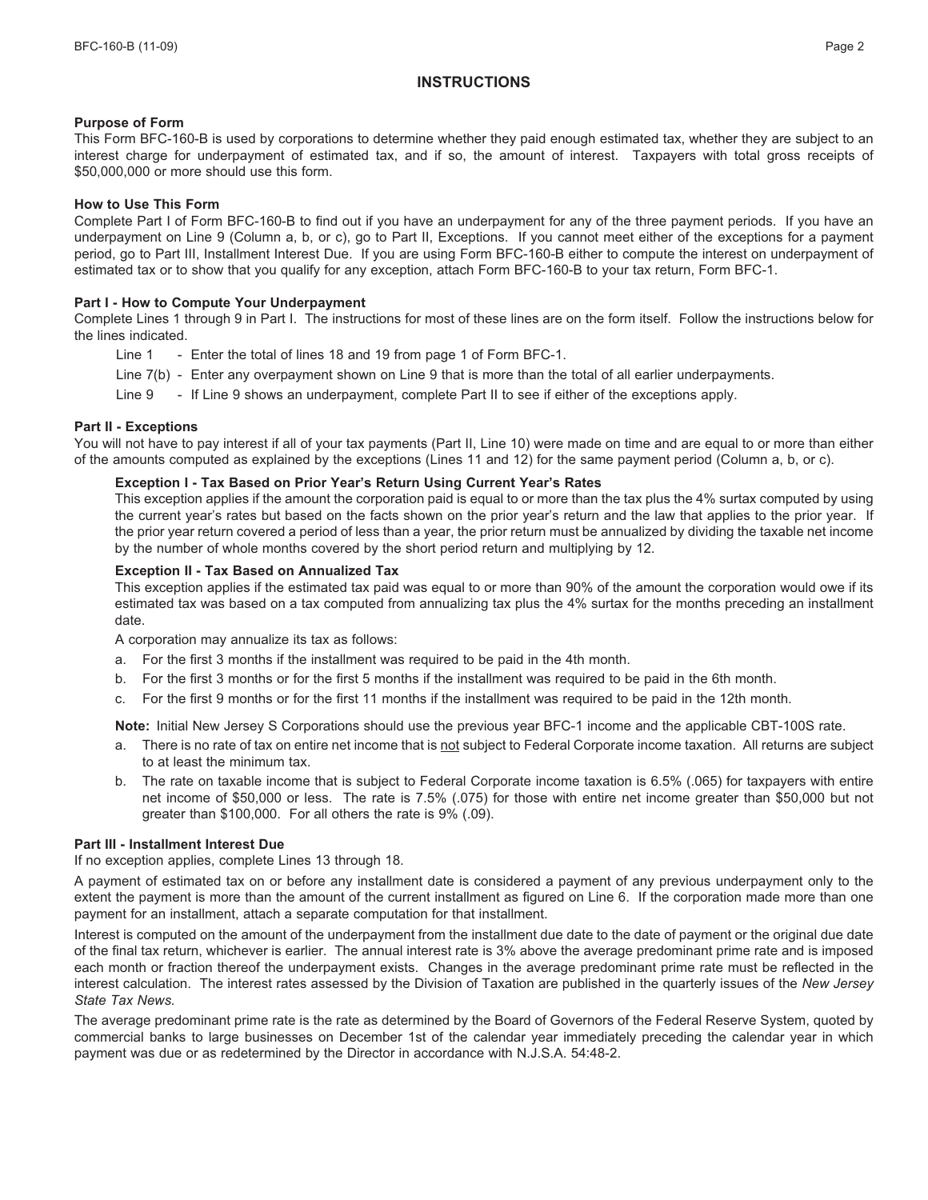## INSTRUCTIONS

### Purpose of Form

This Form BFC-160-B is used by corporations to determine whether they paid enough estimated tax, whether they are subject to an interest charge for underpayment of estimated tax, and if so, the amount of interest. Taxpayers with total gross receipts of $50,000,000 or more should use this form.

### How to Use This Form

Complete Part I of Form BFC-160-B to find out if you have an underpayment for any of the three payment periods. If you have an underpayment on Line 9 (Column a, b, or c), go to Part II, Exceptions. If you cannot meet either of the exceptions for a payment period, go to Part III, Installment Interest Due. If you are using Form BFC-160-B either to compute the interest on underpayment of estimated tax or to show that you qualify for any exception, attach Form BFC-160-B to your tax return, Form BFC-1.

### Part I - How to Compute Your Underpayment

Complete Lines 1 through 9 in Part I. The instructions for most of these lines are on the form itself. Follow the instructions below for the lines indicated.

Line 1 - Enter the total of lines 18 and 19 from page 1 of Form BFC-1.

Line 7(b) - Enter any overpayment shown on Line 9 that is more than the total of all earlier underpayments.

Line 9 - If Line 9 shows an underpayment, complete Part II to see if either of the exceptions apply.

### Part II - Exceptions

You will not have to pay interest if all of your tax payments (Part II, Line 10) were made on time and are equal to or more than either of the amounts computed as explained by the exceptions (Lines 11 and 12) for the same payment period (Column a, b, or c).

**Exception I - Tax Based on Prior Year's Return Using Current Year's Rates**

This exception applies if the amount the corporation paid is equal to or more than the tax plus the 4% surtax computed by using the current year's rates but based on the facts shown on the prior year's return and the law that applies to the prior year. If the prior year return covered a period of less than a year, the prior return must be annualized by dividing the taxable net income by the number of whole months covered by the short period return and multiplying by 12.

**Exception II - Tax Based on Annualized Tax**

This exception applies if the estimated tax paid was equal to or more than 90% of the amount the corporation would owe if its estimated tax was based on a tax computed from annualizing tax plus the 4% surtax for the months preceding an installment date.

A corporation may annualize its tax as follows:

a. For the first 3 months if the installment was required to be paid in the 4th month.
b. For the first 3 months or for the first 5 months if the installment was required to be paid in the 6th month.
c. For the first 9 months or for the first 11 months if the installment was required to be paid in the 12th month.

**Note:** Initial New Jersey S Corporations should use the previous year BFC-1 income and the applicable CBT-100S rate.

a. There is no rate of tax on entire net income that is not subject to Federal Corporate income taxation. All returns are subject to at least the minimum tax.
b. The rate on taxable income that is subject to Federal Corporate income taxation is 6.5% (.065) for taxpayers with entire net income of $50,000 or less. The rate is 7.5% (.075) for those with entire net income greater than $50,000 but not greater than $100,000. For all others the rate is 9% (.09).

### Part III - Installment Interest Due

If no exception applies, complete Lines 13 through 18.

A payment of estimated tax on or before any installment date is considered a payment of any previous underpayment only to the extent the payment is more than the amount of the current installment as figured on Line 6. If the corporation made more than one payment for an installment, attach a separate computation for that installment.

Interest is computed on the amount of the underpayment from the installment due date to the date of payment or the original due date of the final tax return, whichever is earlier. The annual interest rate is 3% above the average predominant prime rate and is imposed each month or fraction thereof the underpayment exists. Changes in the average predominant prime rate must be reflected in the interest calculation. The interest rates assessed by the Division of Taxation are published in the quarterly issues of the *New Jersey State Tax News.*

The average predominant prime rate is the rate as determined by the Board of Governors of the Federal Reserve System, quoted by commercial banks to large businesses on December 1st of the calendar year immediately preceding the calendar year in which payment was due or as redetermined by the Director in accordance with N.J.S.A. 54:48-2.